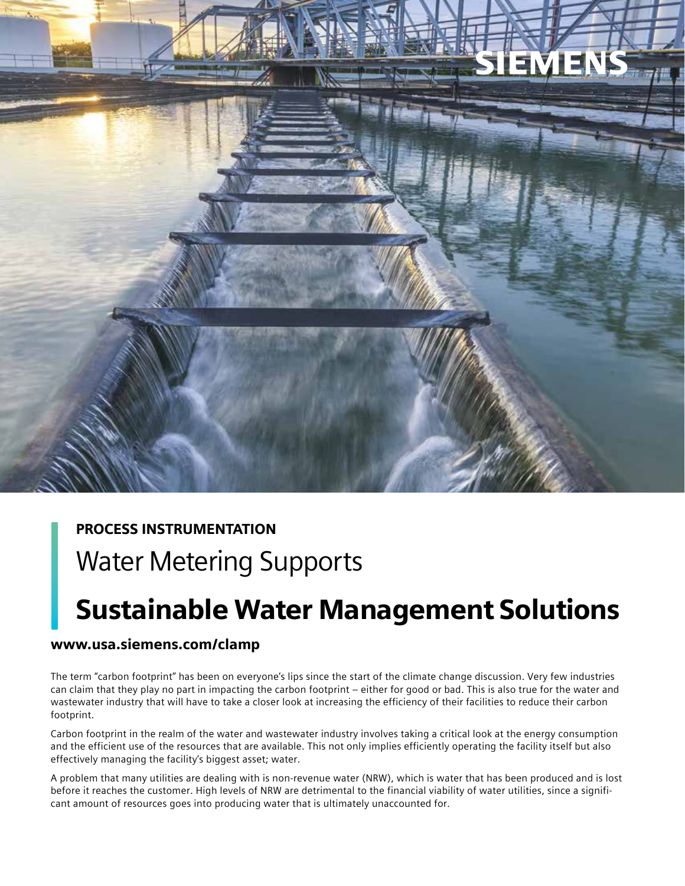PROCESS INSTRUMENTATION

# Water Metering Supports Sustainable Water Management Solutions

**www.usa.siemens.com/clamp**

The term "carbon footprint" has been on everyone's lips since the start of the climate change discussion. Very few industries can claim that they play no part in impacting the carbon footprint – either for good or bad. This is also true for the water and wastewater industry that will have to take a closer look at increasing the efficiency of their facilities to reduce their carbon footprint.

Carbon footprint in the realm of the water and wastewater industry involves taking a critical look at the energy consumption and the efficient use of the resources that are available. This not only implies efficiently operating the facility itself but also effectively managing the facility's biggest asset; water.

A problem that many utilities are dealing with is non-revenue water (NRW), which is water that has been produced and is lost before it reaches the customer. High levels of NRW are detrimental to the financial viability of water utilities, since a significant amount of resources goes into producing water that is ultimately unaccounted for.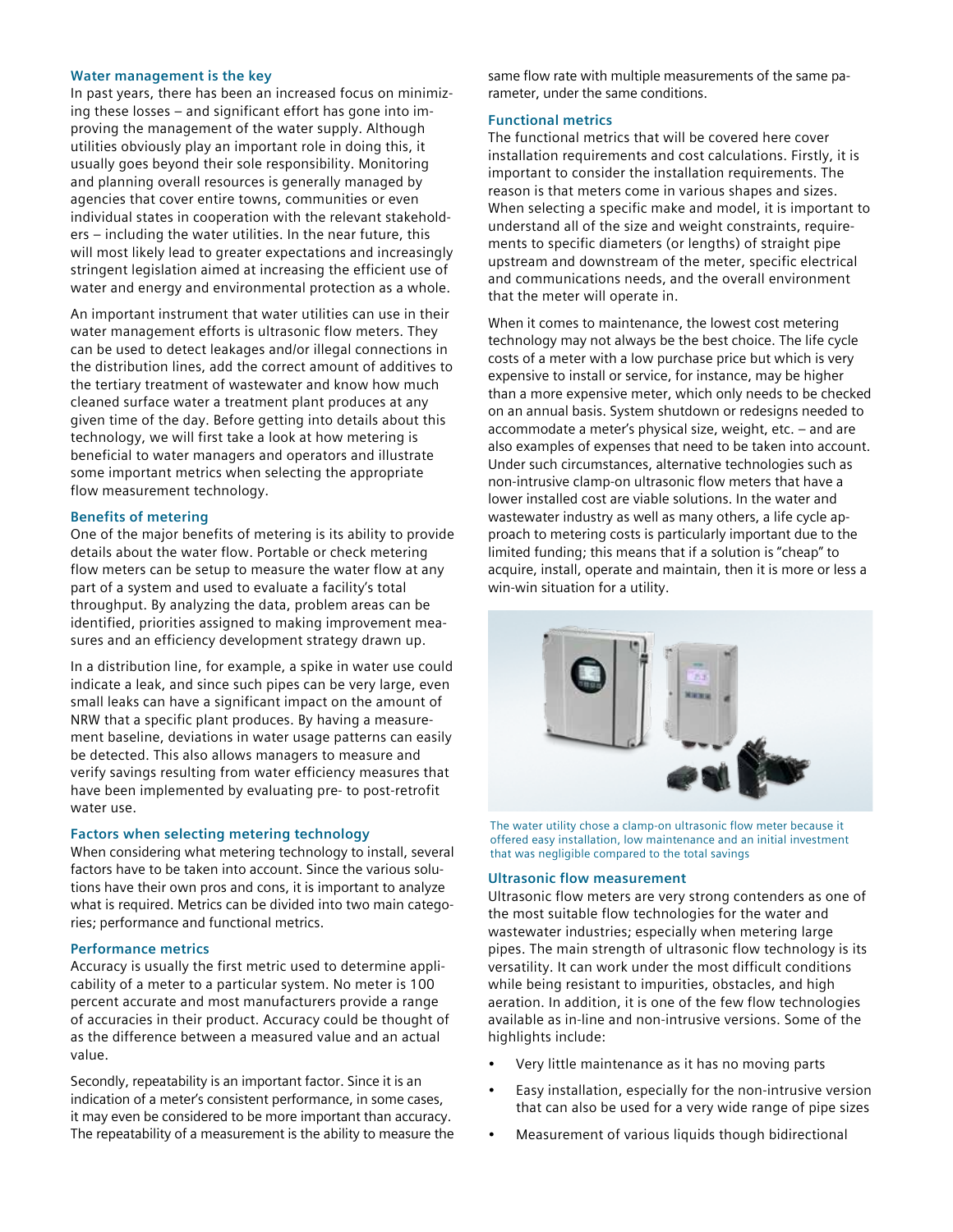### Water management is the key

In past years, there has been an increased focus on minimizing these losses – and significant effort has gone into improving the management of the water supply. Although utilities obviously play an important role in doing this, it usually goes beyond their sole responsibility. Monitoring and planning overall resources is generally managed by agencies that cover entire towns, communities or even individual states in cooperation with the relevant stakeholders – including the water utilities. In the near future, this will most likely lead to greater expectations and increasingly stringent legislation aimed at increasing the efficient use of water and energy and environmental protection as a whole.

An important instrument that water utilities can use in their water management efforts is ultrasonic flow meters. They can be used to detect leakages and/or illegal connections in the distribution lines, add the correct amount of additives to the tertiary treatment of wastewater and know how much cleaned surface water a treatment plant produces at any given time of the day. Before getting into details about this technology, we will first take a look at how metering is beneficial to water managers and operators and illustrate some important metrics when selecting the appropriate flow measurement technology.

### Benefits of metering

One of the major benefits of metering is its ability to provide details about the water flow. Portable or check metering flow meters can be setup to measure the water flow at any part of a system and used to evaluate a facility's total throughput. By analyzing the data, problem areas can be identified, priorities assigned to making improvement measures and an efficiency development strategy drawn up.

In a distribution line, for example, a spike in water use could indicate a leak, and since such pipes can be very large, even small leaks can have a significant impact on the amount of NRW that a specific plant produces. By having a measurement baseline, deviations in water usage patterns can easily be detected. This also allows managers to measure and verify savings resulting from water efficiency measures that have been implemented by evaluating pre- to post-retrofit water use.

### Factors when selecting metering technology

When considering what metering technology to install, several factors have to be taken into account. Since the various solutions have their own pros and cons, it is important to analyze what is required. Metrics can be divided into two main categories; performance and functional metrics.

### Performance metrics

Accuracy is usually the first metric used to determine applicability of a meter to a particular system. No meter is 100 percent accurate and most manufacturers provide a range of accuracies in their product. Accuracy could be thought of as the difference between a measured value and an actual value.

Secondly, repeatability is an important factor. Since it is an indication of a meter's consistent performance, in some cases, it may even be considered to be more important than accuracy. The repeatability of a measurement is the ability to measure the same flow rate with multiple measurements of the same parameter, under the same conditions.

### Functional metrics

The functional metrics that will be covered here cover installation requirements and cost calculations. Firstly, it is important to consider the installation requirements. The reason is that meters come in various shapes and sizes. When selecting a specific make and model, it is important to understand all of the size and weight constraints, requirements to specific diameters (or lengths) of straight pipe upstream and downstream of the meter, specific electrical and communications needs, and the overall environment that the meter will operate in.

When it comes to maintenance, the lowest cost metering technology may not always be the best choice. The life cycle costs of a meter with a low purchase price but which is very expensive to install or service, for instance, may be higher than a more expensive meter, which only needs to be checked on an annual basis. System shutdown or redesigns needed to accommodate a meter's physical size, weight, etc. – and are also examples of expenses that need to be taken into account. Under such circumstances, alternative technologies such as non-intrusive clamp-on ultrasonic flow meters that have a lower installed cost are viable solutions. In the water and wastewater industry as well as many others, a life cycle approach to metering costs is particularly important due to the limited funding; this means that if a solution is "cheap" to acquire, install, operate and maintain, then it is more or less a win-win situation for a utility.

The water utility chose a clamp-on ultrasonic flow meter because it offered easy installation, low maintenance and an initial investment that was negligible compared to the total savings

### Ultrasonic flow measurement

Ultrasonic flow meters are very strong contenders as one of the most suitable flow technologies for the water and wastewater industries; especially when metering large pipes. The main strength of ultrasonic flow technology is its versatility. It can work under the most difficult conditions while being resistant to impurities, obstacles, and high aeration. In addition, it is one of the few flow technologies available as in-line and non-intrusive versions. Some of the highlights include:

- Very little maintenance as it has no moving parts
- Easy installation, especially for the non-intrusive version that can also be used for a very wide range of pipe sizes
- Measurement of various liquids though bidirectional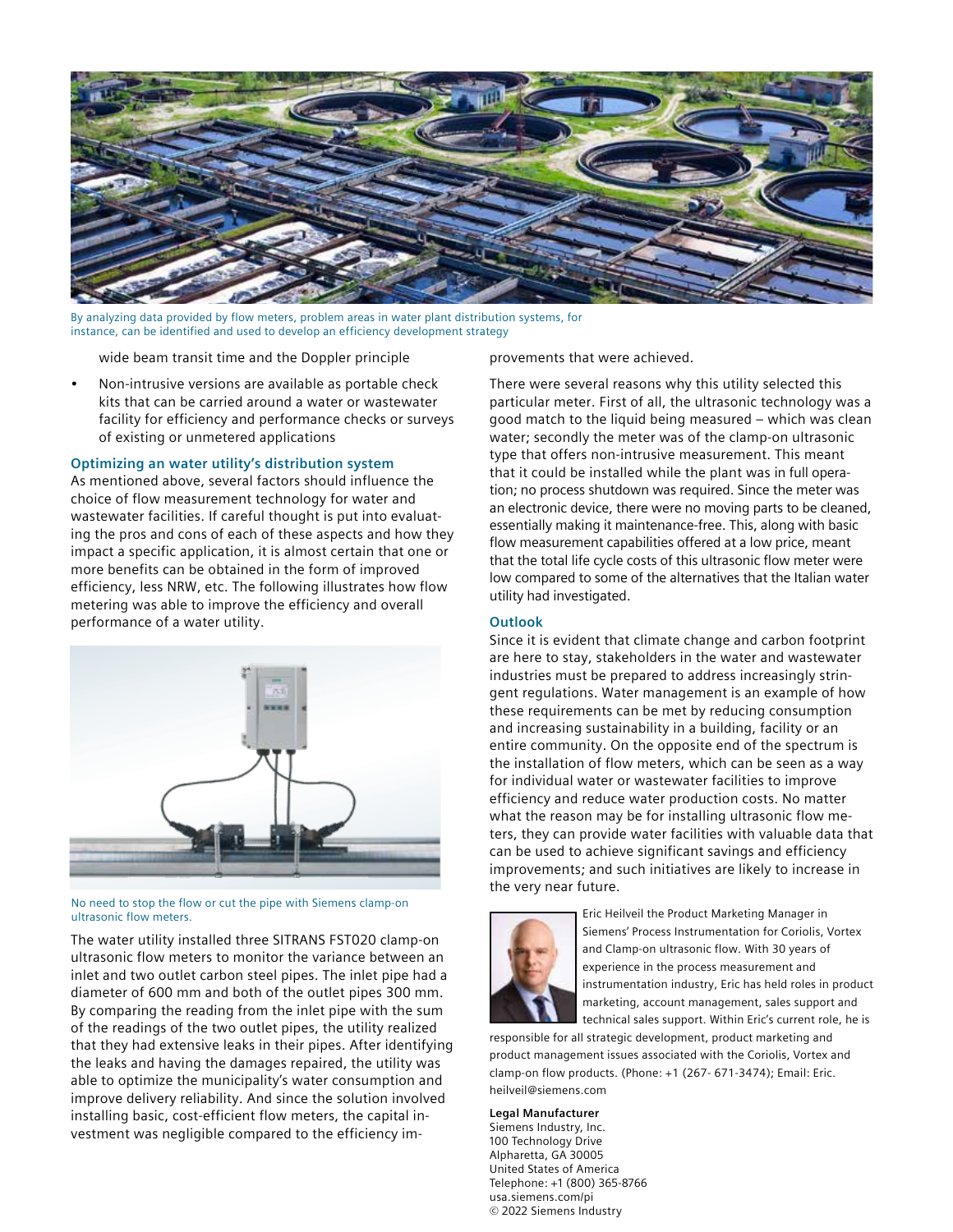By analyzing data provided by flow meters, problem areas in water plant distribution systems, for instance, can be identified and used to develop an efficiency development strategy

wide beam transit time and the Doppler principle

- Non-intrusive versions are available as portable check kits that can be carried around a water or wastewater facility for efficiency and performance checks or surveys of existing or unmetered applications

### Optimizing an water utility's distribution system

As mentioned above, several factors should influence the choice of flow measurement technology for water and wastewater facilities. If careful thought is put into evaluating the pros and cons of each of these aspects and how they impact a specific application, it is almost certain that one or more benefits can be obtained in the form of improved efficiency, less NRW, etc. The following illustrates how flow metering was able to improve the efficiency and overall performance of a water utility.

No need to stop the flow or cut the pipe with Siemens clamp-on ultrasonic flow meters.

The water utility installed three SITRANS FST020 clamp-on ultrasonic flow meters to monitor the variance between an inlet and two outlet carbon steel pipes. The inlet pipe had a diameter of 600 mm and both of the outlet pipes 300 mm. By comparing the reading from the inlet pipe with the sum of the readings of the two outlet pipes, the utility realized that they had extensive leaks in their pipes. After identifying the leaks and having the damages repaired, the utility was able to optimize the municipality's water consumption and improve delivery reliability. And since the solution involved installing basic, cost-efficient flow meters, the capital investment was negligible compared to the efficiency improvements that were achieved.

There were several reasons why this utility selected this particular meter. First of all, the ultrasonic technology was a good match to the liquid being measured – which was clean water; secondly the meter was of the clamp-on ultrasonic type that offers non-intrusive measurement. This meant that it could be installed while the plant was in full operation; no process shutdown was required. Since the meter was an electronic device, there were no moving parts to be cleaned, essentially making it maintenance-free. This, along with basic flow measurement capabilities offered at a low price, meant that the total life cycle costs of this ultrasonic flow meter were low compared to some of the alternatives that the Italian water utility had investigated.

### Outlook

Since it is evident that climate change and carbon footprint are here to stay, stakeholders in the water and wastewater industries must be prepared to address increasingly stringent regulations. Water management is an example of how these requirements can be met by reducing consumption and increasing sustainability in a building, facility or an entire community. On the opposite end of the spectrum is the installation of flow meters, which can be seen as a way for individual water or wastewater facilities to improve efficiency and reduce water production costs. No matter what the reason may be for installing ultrasonic flow meters, they can provide water facilities with valuable data that can be used to achieve significant savings and efficiency improvements; and such initiatives are likely to increase in the very near future.

Eric Heilveil the Product Marketing Manager in Siemens' Process Instrumentation for Coriolis, Vortex and Clamp-on ultrasonic flow. With 30 years of experience in the process measurement and instrumentation industry, Eric has held roles in product marketing, account management, sales support and technical sales support. Within Eric's current role, he is responsible for all strategic development, product marketing and product management issues associated with the Coriolis, Vortex and clamp-on flow products. (Phone: +1 (267- 671-3474); Email: Eric.heilveil@siemens.com

**Legal Manufacturer**
Siemens Industry, Inc.
100 Technology Drive
Alpharetta, GA 30005
United States of America
Telephone: +1 (800) 365-8766
usa.siemens.com/pi
© 2022 Siemens Industry